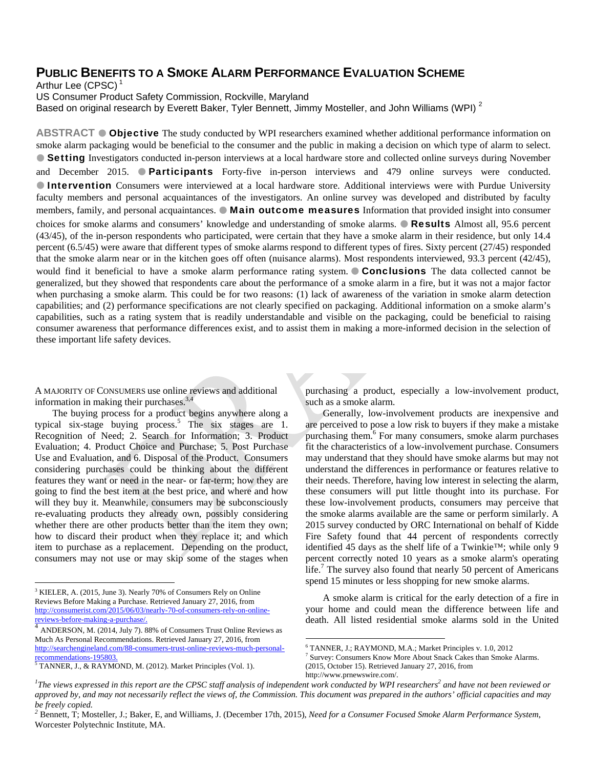# Public Benefits to a Smoke Alarm Performance Evaluation Scheme

Arthur Lee (CPSC) [1]
US Consumer Product Safety Commission, Rockville, Maryland
Based on original research by Everett Baker, Tyler Bennett, Jimmy Mosteller, and John Williams (WPI) [2]

**ABSTRACT** ● **Objective** The study conducted by WPI researchers examined whether additional performance information on smoke alarm packaging would be beneficial to the consumer and the public in making a decision on which type of alarm to select. ● **Setting** Investigators conducted in-person interviews at a local hardware store and collected online surveys during November and December 2015. ● **Participants** Forty-five in-person interviews and 479 online surveys were conducted. ● **Intervention** Consumers were interviewed at a local hardware store. Additional interviews were with Purdue University faculty members and personal acquaintances of the investigators. An online survey was developed and distributed by faculty members, family, and personal acquaintances. ● **Main outcome measures** Information that provided insight into consumer choices for smoke alarms and consumers' knowledge and understanding of smoke alarms. ● **Results** Almost all, 95.6 percent (43/45), of the in-person respondents who participated, were certain that they have a smoke alarm in their residence, but only 14.4 percent (6.5/45) were aware that different types of smoke alarms respond to different types of fires. Sixty percent (27/45) responded that the smoke alarm near or in the kitchen goes off often (nuisance alarms). Most respondents interviewed, 93.3 percent (42/45), would find it beneficial to have a smoke alarm performance rating system. ● **Conclusions** The data collected cannot be generalized, but they showed that respondents care about the performance of a smoke alarm in a fire, but it was not a major factor when purchasing a smoke alarm. This could be for two reasons: (1) lack of awareness of the variation in smoke alarm detection capabilities; and (2) performance specifications are not clearly specified on packaging. Additional information on a smoke alarm's capabilities, such as a rating system that is readily understandable and visible on the packaging, could be beneficial to raising consumer awareness that performance differences exist, and to assist them in making a more-informed decision in the selection of these important life safety devices.

A MAJORITY OF CONSUMERS use online reviews and additional information in making their purchases.[3,4]

The buying process for a product begins anywhere along a typical six-stage buying process.[5] The six stages are 1. Recognition of Need; 2. Search for Information; 3. Product Evaluation; 4. Product Choice and Purchase; 5. Post Purchase Use and Evaluation, and 6. Disposal of the Product. Consumers considering purchases could be thinking about the different features they want or need in the near- or far-term; how they are going to find the best item at the best price, and where and how will they buy it. Meanwhile, consumers may be subconsciously re-evaluating products they already own, possibly considering whether there are other products better than the item they own; how to discard their product when they replace it; and which item to purchase as a replacement. Depending on the product, consumers may not use or may skip some of the stages when purchasing a product, especially a low-involvement product, such as a smoke alarm.

Generally, low-involvement products are inexpensive and are perceived to pose a low risk to buyers if they make a mistake purchasing them.[6] For many consumers, smoke alarm purchases fit the characteristics of a low-involvement purchase. Consumers may understand that they should have smoke alarms but may not understand the differences in performance or features relative to their needs. Therefore, having low interest in selecting the alarm, these consumers will put little thought into its purchase. For these low-involvement products, consumers may perceive that the smoke alarms available are the same or perform similarly. A 2015 survey conducted by ORC International on behalf of Kidde Fire Safety found that 44 percent of respondents correctly identified 45 days as the shelf life of a Twinkie™; while only 9 percent correctly noted 10 years as a smoke alarm's operating life.[7] The survey also found that nearly 50 percent of Americans spend 15 minutes or less shopping for new smoke alarms.

A smoke alarm is critical for the early detection of a fire in your home and could mean the difference between life and death. All listed residential smoke alarms sold in the United

---

[3] KIELER, A. (2015, June 3). Nearly 70% of Consumers Rely on Online Reviews Before Making a Purchase. Retrieved January 27, 2016, from http://consumerist.com/2015/06/03/nearly-70-of-consumers-rely-on-online-reviews-before-making-a-purchase/.

[4] ANDERSON, M. (2014, July 7). 88% of Consumers Trust Online Reviews as Much As Personal Recommendations. Retrieved January 27, 2016, from http://searchengineland.com/88-consumers-trust-online-reviews-much-personal-recommendations-195803.

[5] TANNER, J., & RAYMOND, M. (2012). Market Principles (Vol. 1).

[6] TANNER, J.; RAYMOND, M.A.; Market Principles v. 1.0, 2012

[7] Survey: Consumers Know More About Snack Cakes than Smoke Alarms. (2015, October 15). Retrieved January 27, 2016, from http://www.prnewswire.com/.

[1] *The views expressed in this report are the CPSC staff analysis of independent work conducted by WPI researchers[2] and have not been reviewed or approved by, and may not necessarily reflect the views of, the Commission. This document was prepared in the authors' official capacities and may be freely copied.*

[2] Bennett, T; Mosteller, J.; Baker, E, and Williams, J. (December 17th, 2015), *Need for a Consumer Focused Smoke Alarm Performance System*, Worcester Polytechnic Institute, MA.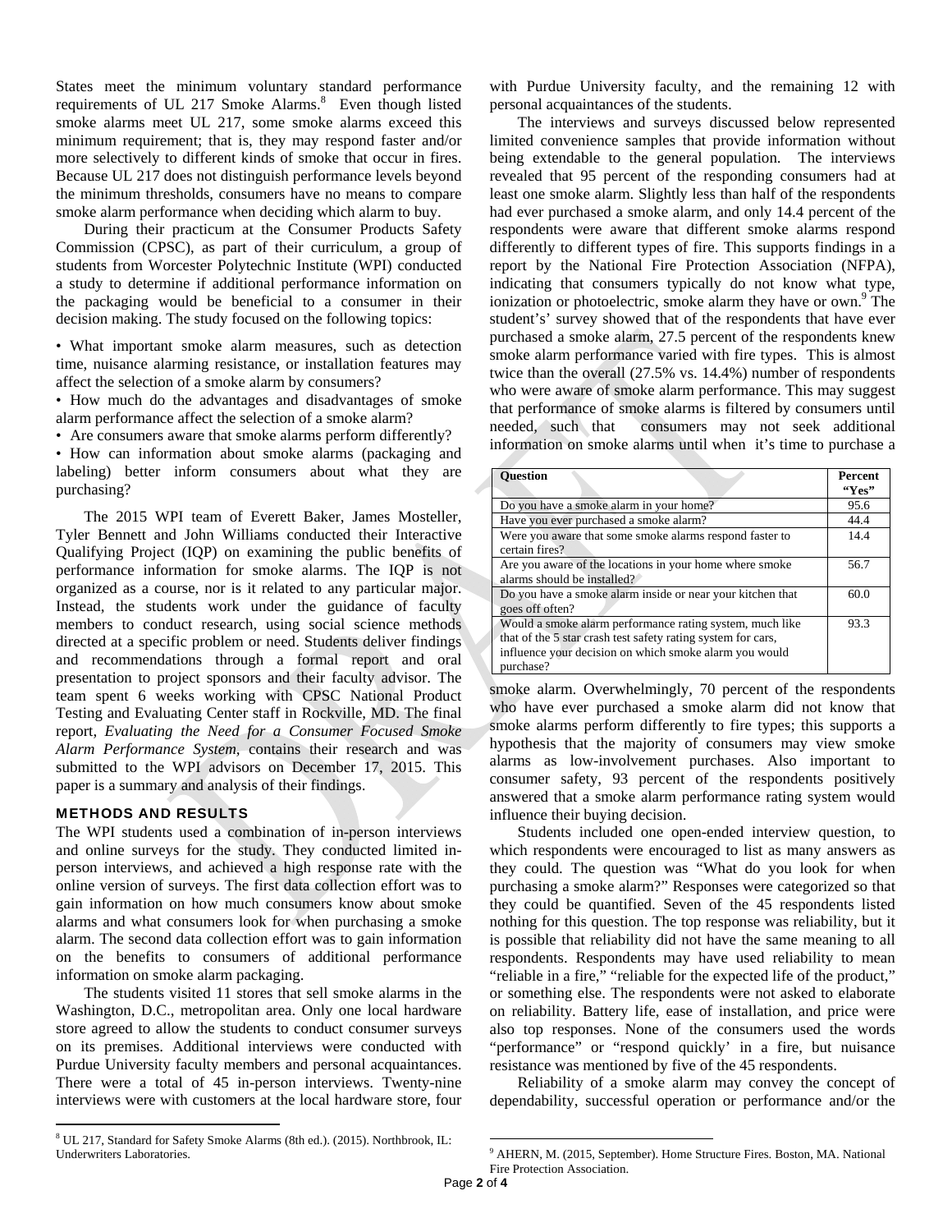States meet the minimum voluntary standard performance requirements of UL 217 Smoke Alarms.[8] Even though listed smoke alarms meet UL 217, some smoke alarms exceed this minimum requirement; that is, they may respond faster and/or more selectively to different kinds of smoke that occur in fires. Because UL 217 does not distinguish performance levels beyond the minimum thresholds, consumers have no means to compare smoke alarm performance when deciding which alarm to buy.

During their practicum at the Consumer Products Safety Commission (CPSC), as part of their curriculum, a group of students from Worcester Polytechnic Institute (WPI) conducted a study to determine if additional performance information on the packaging would be beneficial to a consumer in their decision making. The study focused on the following topics:

- What important smoke alarm measures, such as detection time, nuisance alarming resistance, or installation features may affect the selection of a smoke alarm by consumers?
- How much do the advantages and disadvantages of smoke alarm performance affect the selection of a smoke alarm?
- Are consumers aware that smoke alarms perform differently?
- How can information about smoke alarms (packaging and labeling) better inform consumers about what they are purchasing?

The 2015 WPI team of Everett Baker, James Mosteller, Tyler Bennett and John Williams conducted their Interactive Qualifying Project (IQP) on examining the public benefits of performance information for smoke alarms. The IQP is not organized as a course, nor is it related to any particular major. Instead, the students work under the guidance of faculty members to conduct research, using social science methods directed at a specific problem or need. Students deliver findings and recommendations through a formal report and oral presentation to project sponsors and their faculty advisor. The team spent 6 weeks working with CPSC National Product Testing and Evaluating Center staff in Rockville, MD. The final report, *Evaluating the Need for a Consumer Focused Smoke Alarm Performance System*, contains their research and was submitted to the WPI advisors on December 17, 2015. This paper is a summary and analysis of their findings.

## METHODS AND RESULTS

The WPI students used a combination of in-person interviews and online surveys for the study. They conducted limited in-person interviews, and achieved a high response rate with the online version of surveys. The first data collection effort was to gain information on how much consumers know about smoke alarms and what consumers look for when purchasing a smoke alarm. The second data collection effort was to gain information on the benefits to consumers of additional performance information on smoke alarm packaging.

The students visited 11 stores that sell smoke alarms in the Washington, D.C., metropolitan area. Only one local hardware store agreed to allow the students to conduct consumer surveys on its premises. Additional interviews were conducted with Purdue University faculty members and personal acquaintances. There were a total of 45 in-person interviews. Twenty-nine interviews were with customers at the local hardware store, four with Purdue University faculty, and the remaining 12 with personal acquaintances of the students.

The interviews and surveys discussed below represented limited convenience samples that provide information without being extendable to the general population. The interviews revealed that 95 percent of the responding consumers had at least one smoke alarm. Slightly less than half of the respondents had ever purchased a smoke alarm, and only 14.4 percent of the respondents were aware that different smoke alarms respond differently to different types of fire. This supports findings in a report by the National Fire Protection Association (NFPA), indicating that consumers typically do not know what type, ionization or photoelectric, smoke alarm they have or own.[9] The student's' survey showed that of the respondents that have ever purchased a smoke alarm, 27.5 percent of the respondents knew smoke alarm performance varied with fire types. This is almost twice than the overall (27.5% vs. 14.4%) number of respondents who were aware of smoke alarm performance. This may suggest that performance of smoke alarms is filtered by consumers until needed, such that consumers may not seek additional information on smoke alarms until when it's time to purchase a smoke alarm. Overwhelmingly, 70 percent of the respondents who have ever purchased a smoke alarm did not know that smoke alarms perform differently to fire types; this supports a hypothesis that the majority of consumers may view smoke alarms as low-involvement purchases. Also important to consumer safety, 93 percent of the respondents positively answered that a smoke alarm performance rating system would influence their buying decision.

| Question | Percent "Yes" |
|---|---|
| Do you have a smoke alarm in your home? | 95.6 |
| Have you ever purchased a smoke alarm? | 44.4 |
| Were you aware that some smoke alarms respond faster to certain fires? | 14.4 |
| Are you aware of the locations in your home where smoke alarms should be installed? | 56.7 |
| Do you have a smoke alarm inside or near your kitchen that goes off often? | 60.0 |
| Would a smoke alarm performance rating system, much like that of the 5 star crash test safety rating system for cars, influence your decision on which smoke alarm you would purchase? | 93.3 |

Students included one open-ended interview question, to which respondents were encouraged to list as many answers as they could. The question was "What do you look for when purchasing a smoke alarm?" Responses were categorized so that they could be quantified. Seven of the 45 respondents listed nothing for this question. The top response was reliability, but it is possible that reliability did not have the same meaning to all respondents. Respondents may have used reliability to mean "reliable in a fire," "reliable for the expected life of the product," or something else. The respondents were not asked to elaborate on reliability. Battery life, ease of installation, and price were also top responses. None of the consumers used the words "performance" or "respond quickly' in a fire, but nuisance resistance was mentioned by five of the 45 respondents.

Reliability of a smoke alarm may convey the concept of dependability, successful operation or performance and/or the

[8] UL 217, Standard for Safety Smoke Alarms (8th ed.). (2015). Northbrook, IL: Underwriters Laboratories.

[9] AHERN, M. (2015, September). Home Structure Fires. Boston, MA. National Fire Protection Association.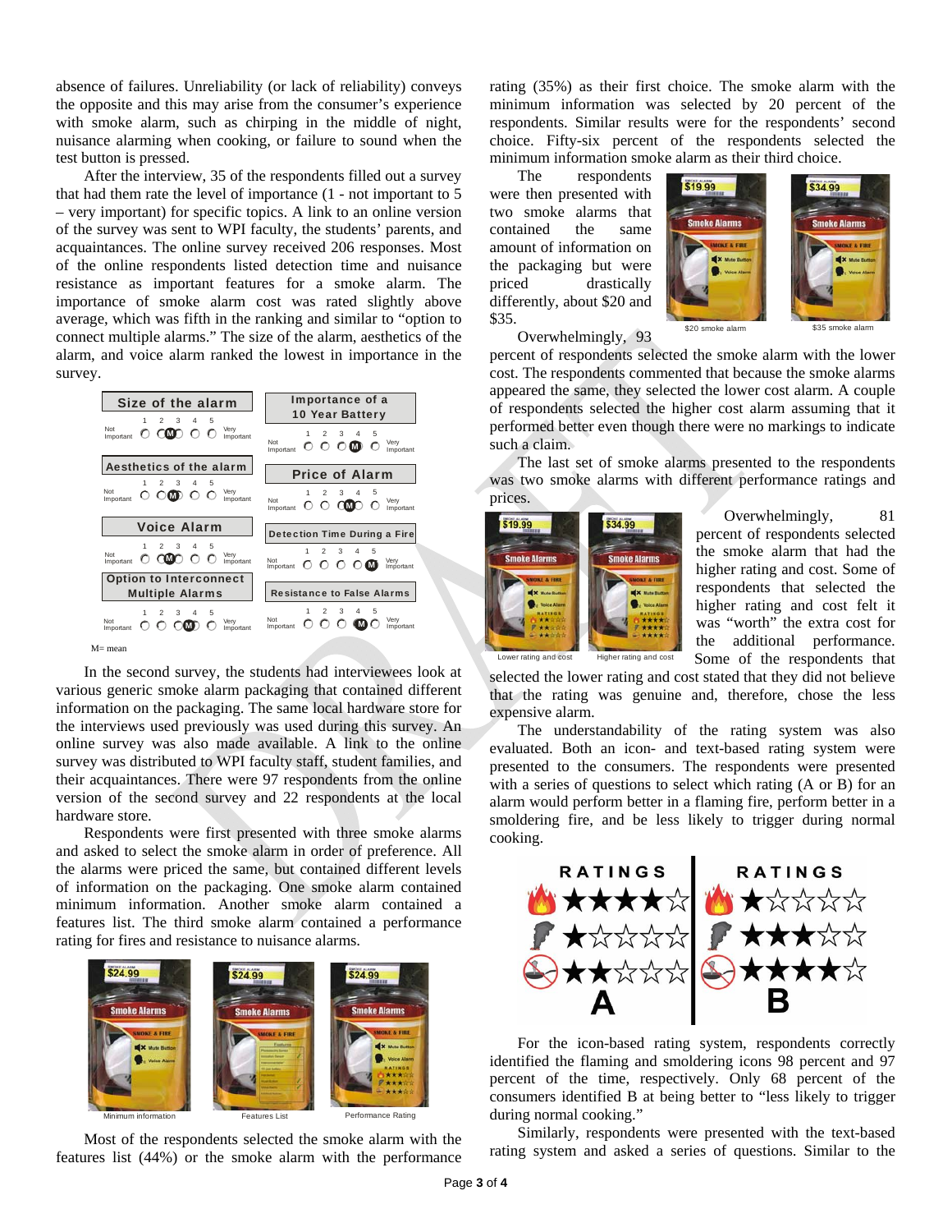absence of failures. Unreliability (or lack of reliability) conveys the opposite and this may arise from the consumer's experience with smoke alarm, such as chirping in the middle of night, nuisance alarming when cooking, or failure to sound when the test button is pressed.

After the interview, 35 of the respondents filled out a survey that had them rate the level of importance (1 - not important to 5 – very important) for specific topics. A link to an online version of the survey was sent to WPI faculty, the students' parents, and acquaintances. The online survey received 206 responses. Most of the online respondents listed detection time and nuisance resistance as important features for a smoke alarm. The importance of smoke alarm cost was rated slightly above average, which was fifth in the ranking and similar to "option to connect multiple alarms." The size of the alarm, aesthetics of the alarm, and voice alarm ranked the lowest in importance in the survey.

M= mean

In the second survey, the students had interviewees look at various generic smoke alarm packaging that contained different information on the packaging. The same local hardware store for the interviews used previously was used during this survey. An online survey was also made available. A link to the online survey was distributed to WPI faculty staff, student families, and their acquaintances. There were 97 respondents from the online version of the second survey and 22 respondents at the local hardware store.

Respondents were first presented with three smoke alarms and asked to select the smoke alarm in order of preference. All the alarms were priced the same, but contained different levels of information on the packaging. One smoke alarm contained minimum information. Another smoke alarm contained a features list. The third smoke alarm contained a performance rating for fires and resistance to nuisance alarms.

Minimum information — Features List — Performance Rating

Most of the respondents selected the smoke alarm with the features list (44%) or the smoke alarm with the performance rating (35%) as their first choice. The smoke alarm with the minimum information was selected by 20 percent of the respondents. Similar results were for the respondents' second choice. Fifty-six percent of the respondents selected the minimum information smoke alarm as their third choice.

The respondents were then presented with two smoke alarms that contained the same amount of information on the packaging but were priced drastically differently, about $20 and $35.

$20 smoke alarm — $35 smoke alarm

Overwhelmingly, 93 percent of respondents selected the smoke alarm with the lower cost. The respondents commented that because the smoke alarms appeared the same, they selected the lower cost alarm. A couple of respondents selected the higher cost alarm assuming that it performed better even though there were no markings to indicate such a claim.

The last set of smoke alarms presented to the respondents was two smoke alarms with different performance ratings and prices.

Lower rating and cost — Higher rating and cost

Overwhelmingly, 81 percent of respondents selected the smoke alarm that had the higher rating and cost. Some of respondents that selected the higher rating and cost felt it was "worth" the extra cost for the additional performance. Some of the respondents that selected the lower rating and cost stated that they did not believe that the rating was genuine and, therefore, chose the less expensive alarm.

The understandability of the rating system was also evaluated. Both an icon- and text-based rating system were presented to the consumers. The respondents were presented with a series of questions to select which rating (A or B) for an alarm would perform better in a flaming fire, perform better in a smoldering fire, and be less likely to trigger during normal cooking.

For the icon-based rating system, respondents correctly identified the flaming and smoldering icons 98 percent and 97 percent of the time, respectively. Only 68 percent of the consumers identified B at being better to "less likely to trigger during normal cooking."

Similarly, respondents were presented with the text-based rating system and asked a series of questions. Similar to the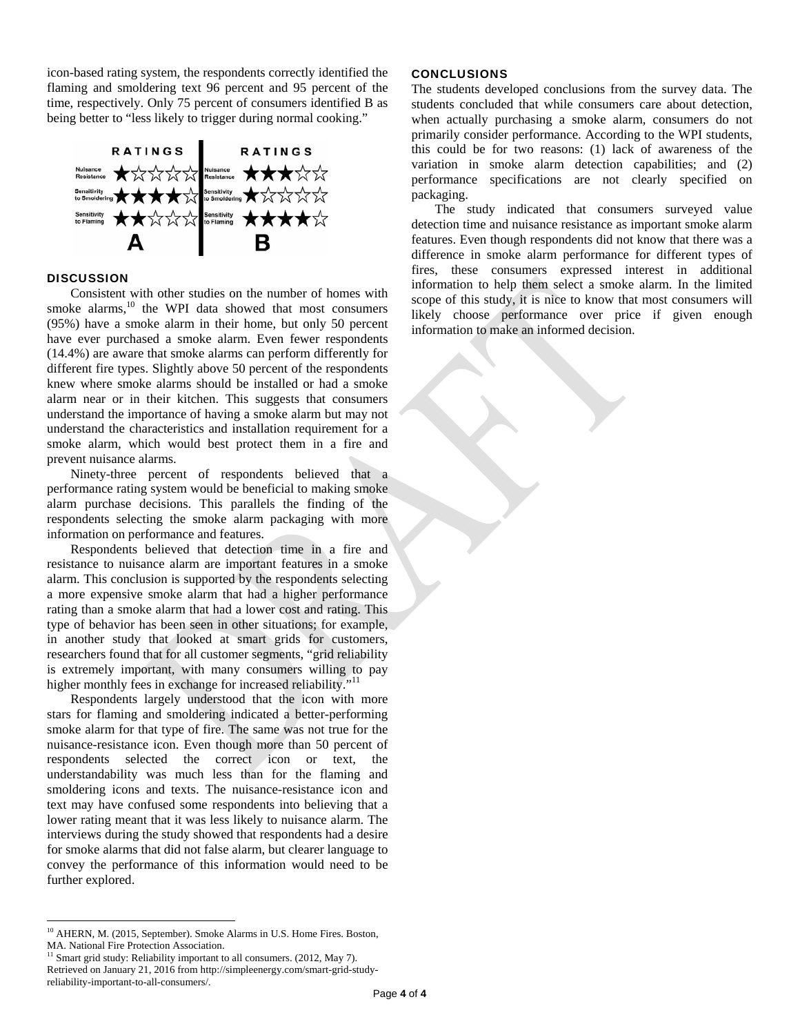icon-based rating system, the respondents correctly identified the flaming and smoldering text 96 percent and 95 percent of the time, respectively. Only 75 percent of consumers identified B as being better to "less likely to trigger during normal cooking."

RATINGS
Nuisance Resistance
Sensitivity to Smoldering
Sensitivity to Flaming
A

RATINGS
Nuisance Resistance
Sensitivity to Smoldering
Sensitivity to Flaming
B

## DISCUSSION

Consistent with other studies on the number of homes with smoke alarms,[10] the WPI data showed that most consumers (95%) have a smoke alarm in their home, but only 50 percent have ever purchased a smoke alarm. Even fewer respondents (14.4%) are aware that smoke alarms can perform differently for different fire types. Slightly above 50 percent of the respondents knew where smoke alarms should be installed or had a smoke alarm near or in their kitchen. This suggests that consumers understand the importance of having a smoke alarm but may not understand the characteristics and installation requirement for a smoke alarm, which would best protect them in a fire and prevent nuisance alarms.

Ninety-three percent of respondents believed that a performance rating system would be beneficial to making smoke alarm purchase decisions. This parallels the finding of the respondents selecting the smoke alarm packaging with more information on performance and features.

Respondents believed that detection time in a fire and resistance to nuisance alarm are important features in a smoke alarm. This conclusion is supported by the respondents selecting a more expensive smoke alarm that had a higher performance rating than a smoke alarm that had a lower cost and rating. This type of behavior has been seen in other situations; for example, in another study that looked at smart grids for customers, researchers found that for all customer segments, "grid reliability is extremely important, with many consumers willing to pay higher monthly fees in exchange for increased reliability."[11]

Respondents largely understood that the icon with more stars for flaming and smoldering indicated a better-performing smoke alarm for that type of fire. The same was not true for the nuisance-resistance icon. Even though more than 50 percent of respondents selected the correct icon or text, the understandability was much less than for the flaming and smoldering icons and texts. The nuisance-resistance icon and text may have confused some respondents into believing that a lower rating meant that it was less likely to nuisance alarm. The interviews during the study showed that respondents had a desire for smoke alarms that did not false alarm, but clearer language to convey the performance of this information would need to be further explored.

## CONCLUSIONS

The students developed conclusions from the survey data. The students concluded that while consumers care about detection, when actually purchasing a smoke alarm, consumers do not primarily consider performance. According to the WPI students, this could be for two reasons: (1) lack of awareness of the variation in smoke alarm detection capabilities; and (2) performance specifications are not clearly specified on packaging.

The study indicated that consumers surveyed value detection time and nuisance resistance as important smoke alarm features. Even though respondents did not know that there was a difference in smoke alarm performance for different types of fires, these consumers expressed interest in additional information to help them select a smoke alarm. In the limited scope of this study, it is nice to know that most consumers will likely choose performance over price if given enough information to make an informed decision.

---

[10] AHERN, M. (2015, September). Smoke Alarms in U.S. Home Fires. Boston, MA. National Fire Protection Association.

[11] Smart grid study: Reliability important to all consumers. (2012, May 7). Retrieved on January 21, 2016 from http://simpleenergy.com/smart-grid-study-reliability-important-to-all-consumers/.